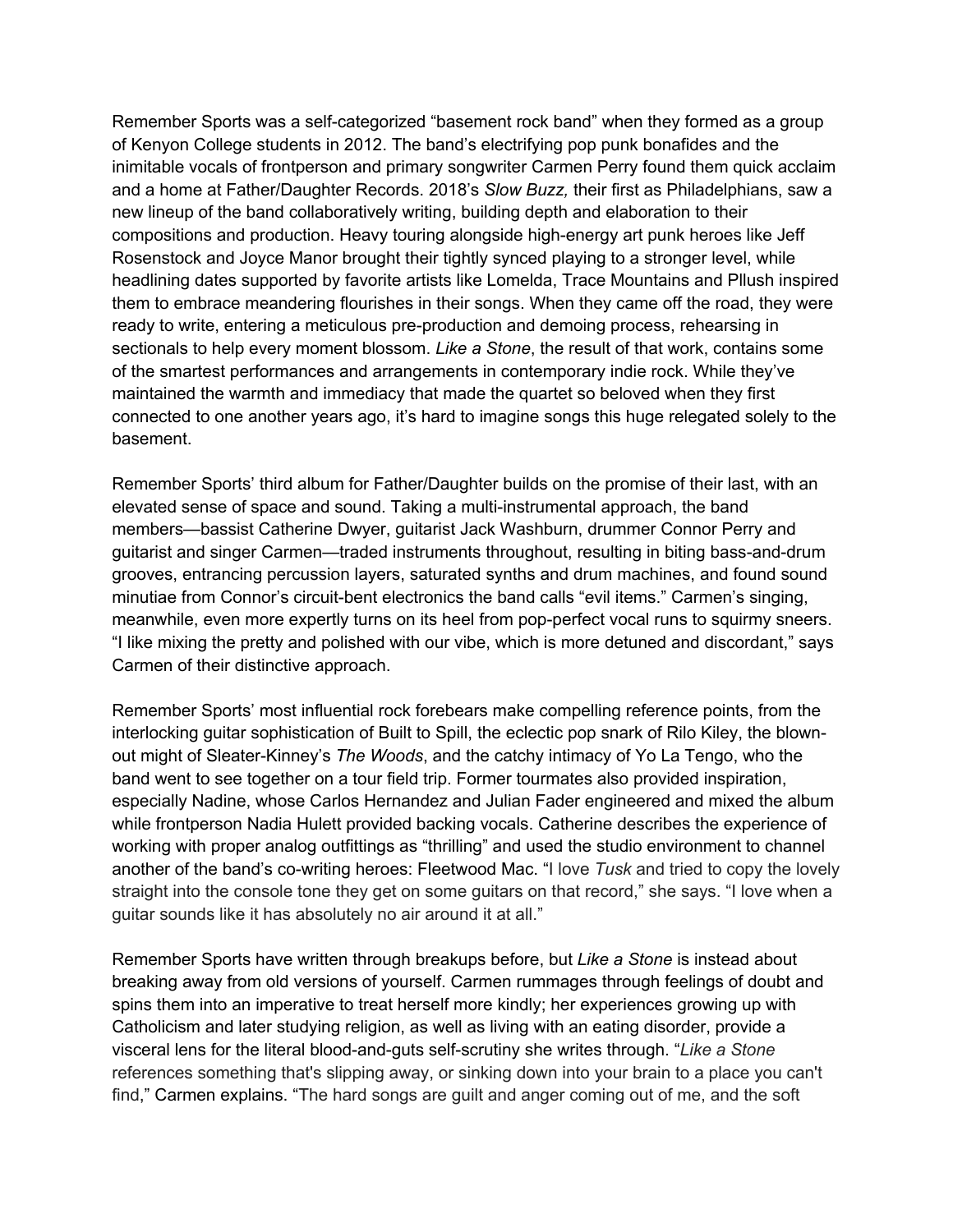Remember Sports was a self-categorized “basement rock band” when they formed as a group of Kenyon College students in 2012. The band’s electrifying pop punk bonafides and the inimitable vocals of frontperson and primary songwriter Carmen Perry found them quick acclaim and a home at Father/Daughter Records. 2018’s *Slow Buzz,* their first as Philadelphians, saw a new lineup of the band collaboratively writing, building depth and elaboration to their compositions and production. Heavy touring alongside high-energy art punk heroes like Jeff Rosenstock and Joyce Manor brought their tightly synced playing to a stronger level, while headlining dates supported by favorite artists like Lomelda, Trace Mountains and Pllush inspired them to embrace meandering flourishes in their songs. When they came off the road, they were ready to write, entering a meticulous pre-production and demoing process, rehearsing in sectionals to help every moment blossom. *Like a Stone*, the result of that work, contains some of the smartest performances and arrangements in contemporary indie rock. While they’ve maintained the warmth and immediacy that made the quartet so beloved when they first connected to one another years ago, it’s hard to imagine songs this huge relegated solely to the basement.

Remember Sports’ third album for Father/Daughter builds on the promise of their last, with an elevated sense of space and sound. Taking a multi-instrumental approach, the band members—bassist Catherine Dwyer, guitarist Jack Washburn, drummer Connor Perry and guitarist and singer Carmen—traded instruments throughout, resulting in biting bass-and-drum grooves, entrancing percussion layers, saturated synths and drum machines, and found sound minutiae from Connor’s circuit-bent electronics the band calls “evil items.” Carmen’s singing, meanwhile, even more expertly turns on its heel from pop-perfect vocal runs to squirmy sneers. “I like mixing the pretty and polished with our vibe, which is more detuned and discordant,” says Carmen of their distinctive approach.

Remember Sports’ most influential rock forebears make compelling reference points, from the interlocking guitar sophistication of Built to Spill, the eclectic pop snark of Rilo Kiley, the blown-out might of Sleater-Kinney’s *The Woods*, and the catchy intimacy of Yo La Tengo, who the band went to see together on a tour field trip. Former tourmates also provided inspiration, especially Nadine, whose Carlos Hernandez and Julian Fader engineered and mixed the album while frontperson Nadia Hulett provided backing vocals. Catherine describes the experience of working with proper analog outfittings as “thrilling” and used the studio environment to channel another of the band’s co-writing heroes: Fleetwood Mac. “I love *Tusk* and tried to copy the lovely straight into the console tone they get on some guitars on that record,” she says. “I love when a guitar sounds like it has absolutely no air around it at all.”

Remember Sports have written through breakups before, but *Like a Stone* is instead about breaking away from old versions of yourself. Carmen rummages through feelings of doubt and spins them into an imperative to treat herself more kindly; her experiences growing up with Catholicism and later studying religion, as well as living with an eating disorder, provide a visceral lens for the literal blood-and-guts self-scrutiny she writes through. “*Like a Stone* references something that's slipping away, or sinking down into your brain to a place you can't find,” Carmen explains. “The hard songs are guilt and anger coming out of me, and the soft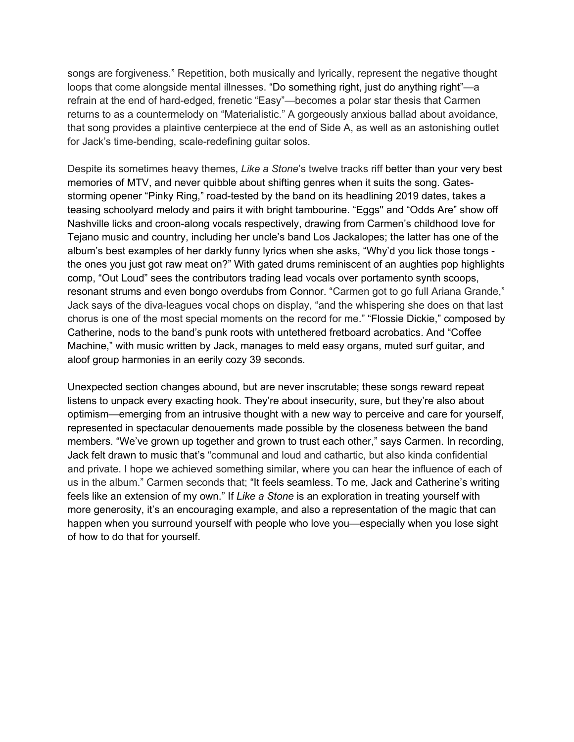songs are forgiveness." Repetition, both musically and lyrically, represent the negative thought loops that come alongside mental illnesses. "Do something right, just do anything right"—a refrain at the end of hard-edged, frenetic "Easy"—becomes a polar star thesis that Carmen returns to as a countermelody on "Materialistic." A gorgeously anxious ballad about avoidance, that song provides a plaintive centerpiece at the end of Side A, as well as an astonishing outlet for Jack's time-bending, scale-redefining guitar solos.

Despite its sometimes heavy themes, *Like a Stone*'s twelve tracks riff better than your very best memories of MTV, and never quibble about shifting genres when it suits the song. Gates-storming opener "Pinky Ring," road-tested by the band on its headlining 2019 dates, takes a teasing schoolyard melody and pairs it with bright tambourine. "Eggs" and "Odds Are" show off Nashville licks and croon-along vocals respectively, drawing from Carmen's childhood love for Tejano music and country, including her uncle's band Los Jackalopes; the latter has one of the album's best examples of her darkly funny lyrics when she asks, "Why'd you lick those tongs - the ones you just got raw meat on?" With gated drums reminiscent of an aughties pop highlights comp, "Out Loud" sees the contributors trading lead vocals over portamento synth scoops, resonant strums and even bongo overdubs from Connor. "Carmen got to go full Ariana Grande," Jack says of the diva-leagues vocal chops on display, "and the whispering she does on that last chorus is one of the most special moments on the record for me." "Flossie Dickie," composed by Catherine, nods to the band's punk roots with untethered fretboard acrobatics. And "Coffee Machine," with music written by Jack, manages to meld easy organs, muted surf guitar, and aloof group harmonies in an eerily cozy 39 seconds.

Unexpected section changes abound, but are never inscrutable; these songs reward repeat listens to unpack every exacting hook. They're about insecurity, sure, but they're also about optimism—emerging from an intrusive thought with a new way to perceive and care for yourself, represented in spectacular denouements made possible by the closeness between the band members. "We've grown up together and grown to trust each other," says Carmen. In recording, Jack felt drawn to music that's "communal and loud and cathartic, but also kinda confidential and private. I hope we achieved something similar, where you can hear the influence of each of us in the album." Carmen seconds that; "It feels seamless. To me, Jack and Catherine's writing feels like an extension of my own." If *Like a Stone* is an exploration in treating yourself with more generosity, it's an encouraging example, and also a representation of the magic that can happen when you surround yourself with people who love you—especially when you lose sight of how to do that for yourself.